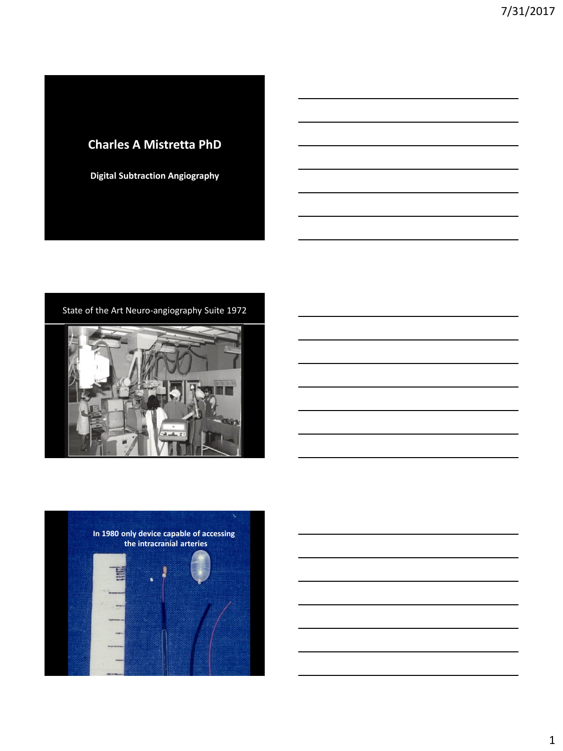# Charles A Mistretta PhD

**Digital Subtraction Angiography**

State of the Art Neuro-angiography Suite 1972

**In 1980 only device capable of accessing the intracranial arteries**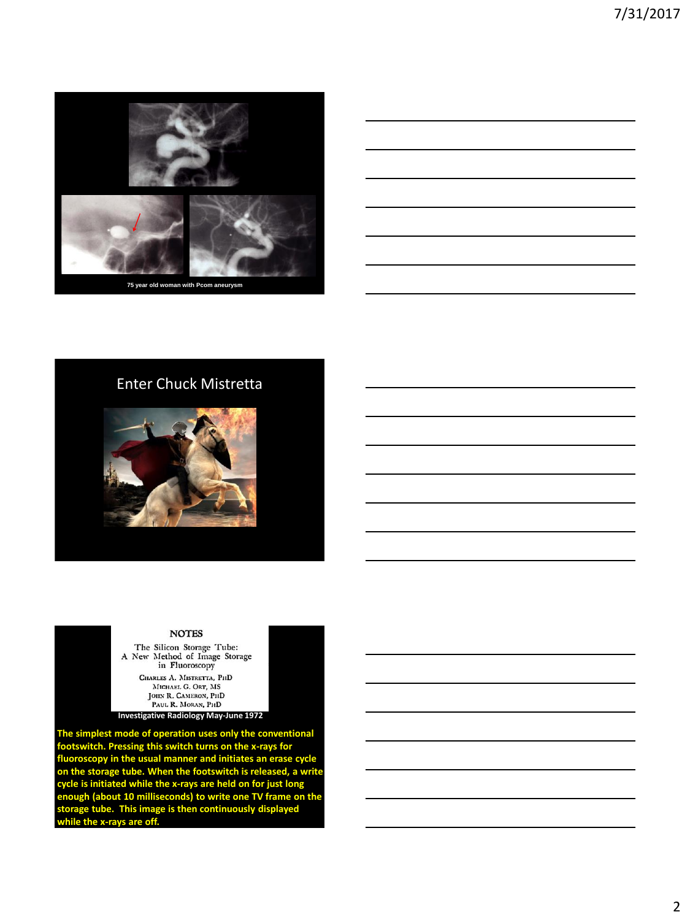75 year old woman with Pcom aneurysm

## Enter Chuck Mistretta

**NOTES**

The Silicon Storage Tube: A New Method of Image Storage in Fluoroscopy

CHARLES A. MISTRETTA, PHD
MICHAEL G. ORT, MS
JOHN R. CAMERON, PHD
PAUL R. MORAN, PHD

**Investigative Radiology May-June 1972**

**The simplest mode of operation uses only the conventional footswitch. Pressing this switch turns on the x-rays for fluoroscopy in the usual manner and initiates an erase cycle on the storage tube. When the footswitch is released, a write cycle is initiated while the x-rays are held on for just long enough (about 10 milliseconds) to write one TV frame on the storage tube. This image is then continuously displayed while the x-rays are off.**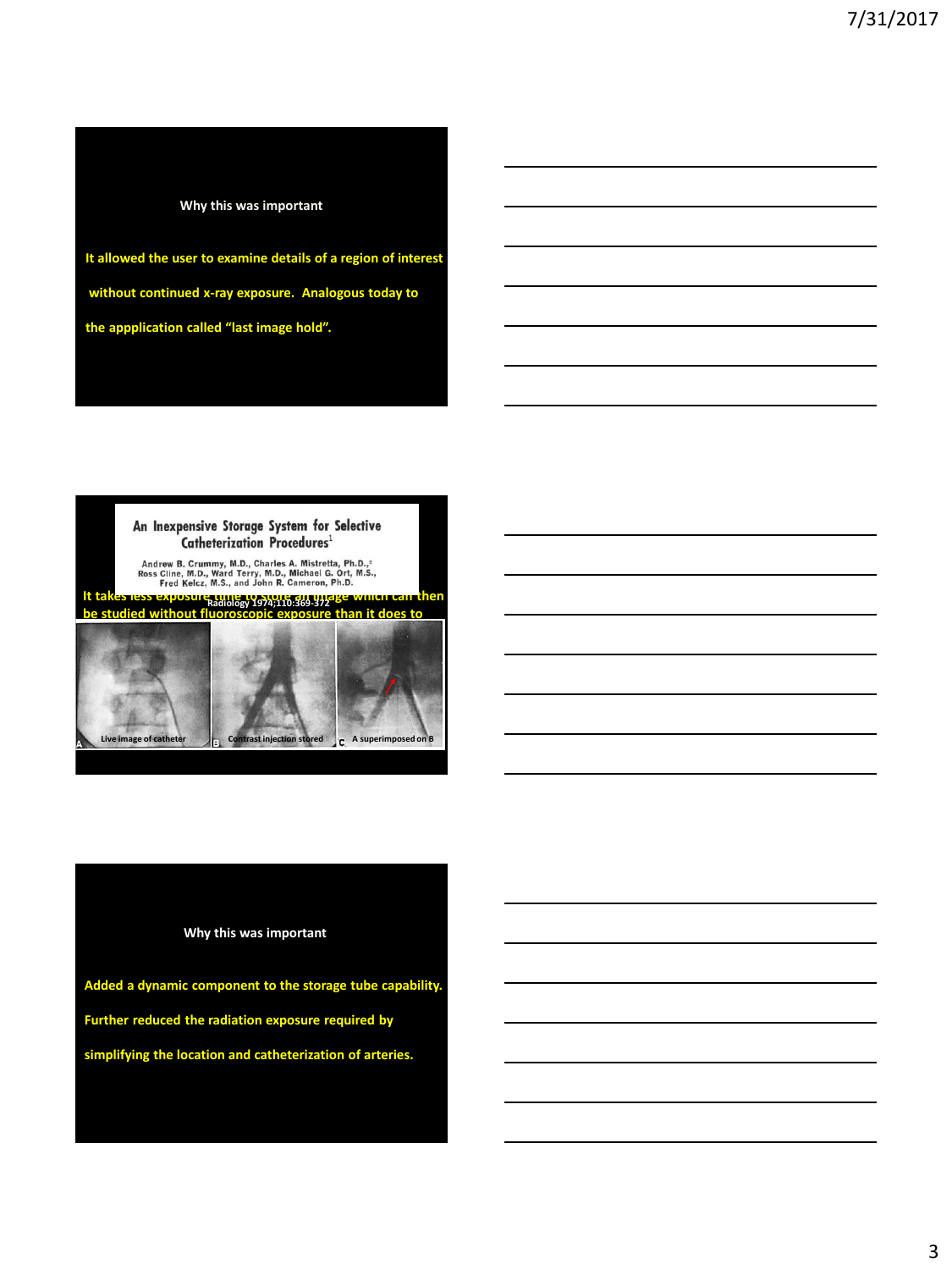## Why this was important

It allowed the user to examine details of a region of interest without continued x-ray exposure. Analogous today to the appplication called "last image hold".

---

**An Inexpensive Storage System for Selective Catheterization Procedures**[1]

Andrew B. Crummy, M.D., Charles A. Mistretta, Ph.D.,[2] Ross Cline, M.D., Ward Terry, M.D., Michael G. Ort, M.S., Fred Kelcz, M.S., and John R. Cameron, Ph.D.

Radiology 1974;110:369-372

It takes less exposure time to store an image which can then be studied without fluoroscopic exposure than it does to

A — Live image of catheter

B — Contrast injection stored

C — A superimposed on B

---

## Why this was important

Added a dynamic component to the storage tube capability.

Further reduced the radiation exposure required by simplifying the location and catheterization of arteries.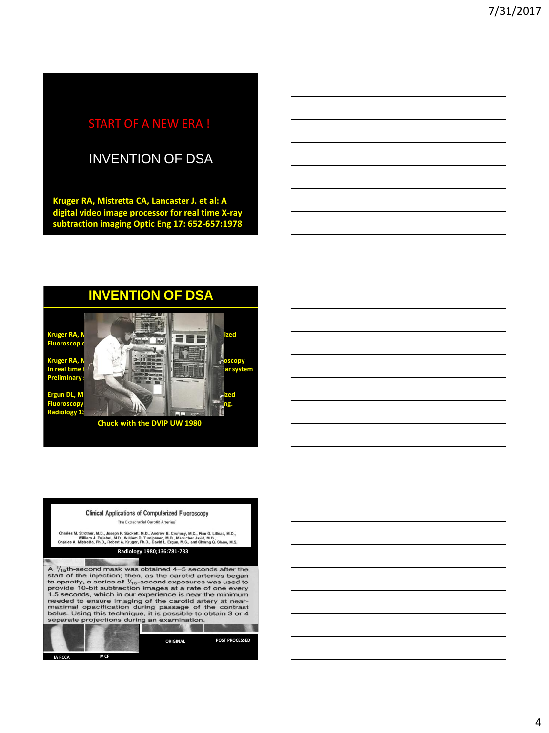START OF A NEW ERA !

## INVENTION OF DSA

**Kruger RA, Mistretta CA, Lancaster J. et al: A digital video image processor for real time X-ray subtraction imaging Optic Eng 17: 652-657:1978**

## INVENTION OF DSA

**Kruger RA, M... Fluoroscopic ...ized**

**Kruger RA, M... ...oscopy In real time f... ...ar system Preliminary ...**

**Ergun DL, Mi... ...ized Fluoroscopy ...ng. Radiology 13...**

**Chuck with the DVIP UW 1980**

Clinical Applications of Computerized Fluoroscopy

The Extracranial Carotid Arteries[1]

Charles M. Strother, M.D., Joseph F. Sackett, M.D., Andrew B. Crummy, M.D., Finn G. Lilleas, M.D., William J. Zwiebel, M.D., William D. Turnipseed, M.D., Manucher Javid, M.D., Charles A. Mistretta, Ph.D., Robert A. Kruger, Ph.D., David L. Ergun, M.S., and Chorng G. Shaw, M.S.

**Radiology 1980;136:781-783**

A 1/15th-second mask was obtained 4–5 seconds after the start of the injection; then, as the carotid arteries began to opacify, a series of 1/15-second exposures was used to provide 10-bit subtraction images at a rate of one every 1.5 seconds, which in our experience is near the minimum needed to ensure imaging of the carotid artery at near-maximal opacification during passage of the contrast bolus. Using this technique, it is possible to obtain 3 or 4 separate projections during an examination.

ORIGINAL POST PROCESSED

IA RCCA IV CF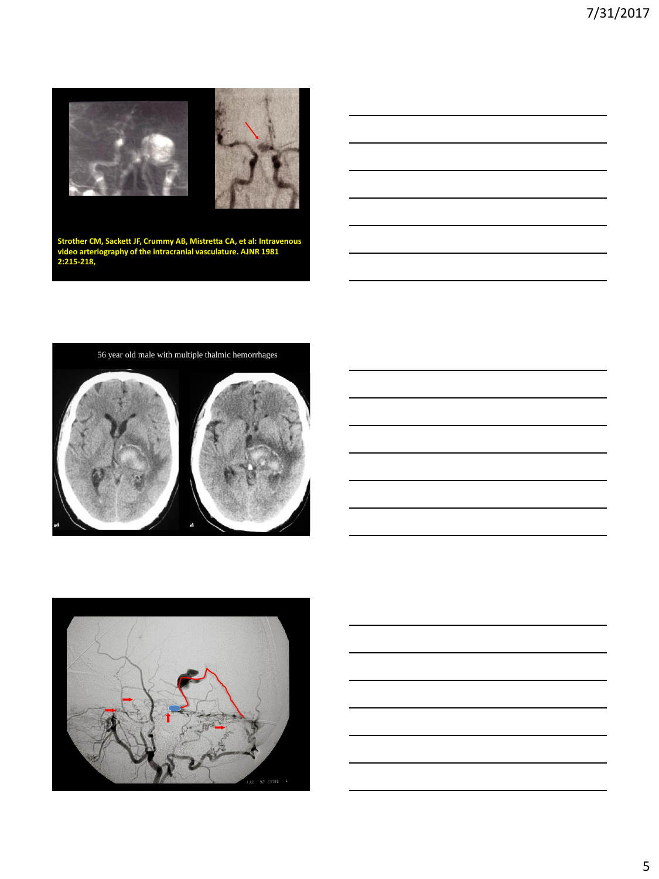Strother CM, Sackett JF, Crummy AB, Mistretta CA, et al: Intravenous video arteriography of the intracranial vasculature. AJNR 1981 2:215-218,

56 year old male with multiple thalmic hemorrhages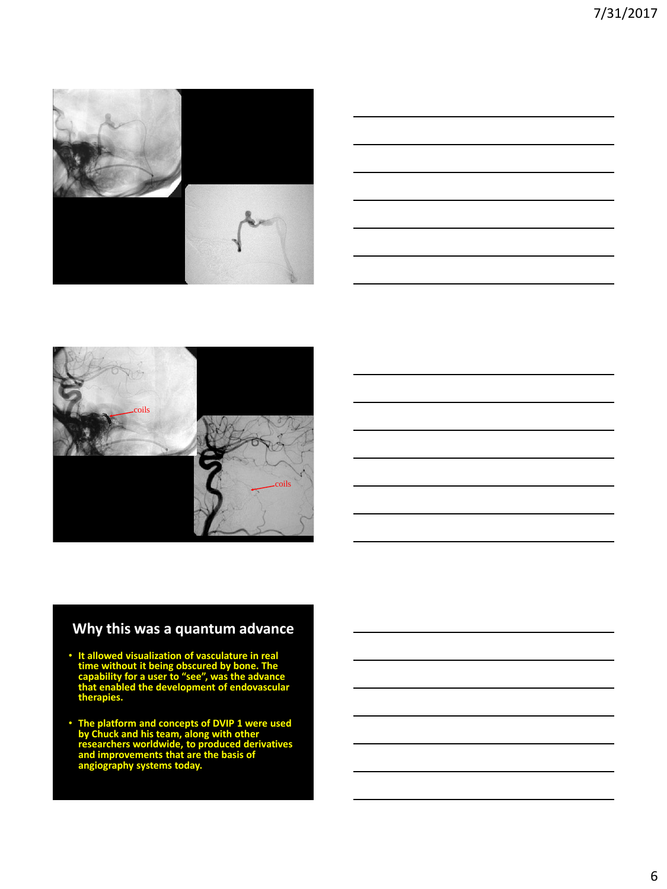## Why this was a quantum advance

- It allowed visualization of vasculature in real time without it being obscured by bone. The capability for a user to "see", was the advance that enabled the development of endovascular therapies.
- The platform and concepts of DVIP 1 were used by Chuck and his team, along with other researchers worldwide, to produced derivatives and improvements that are the basis of angiography systems today.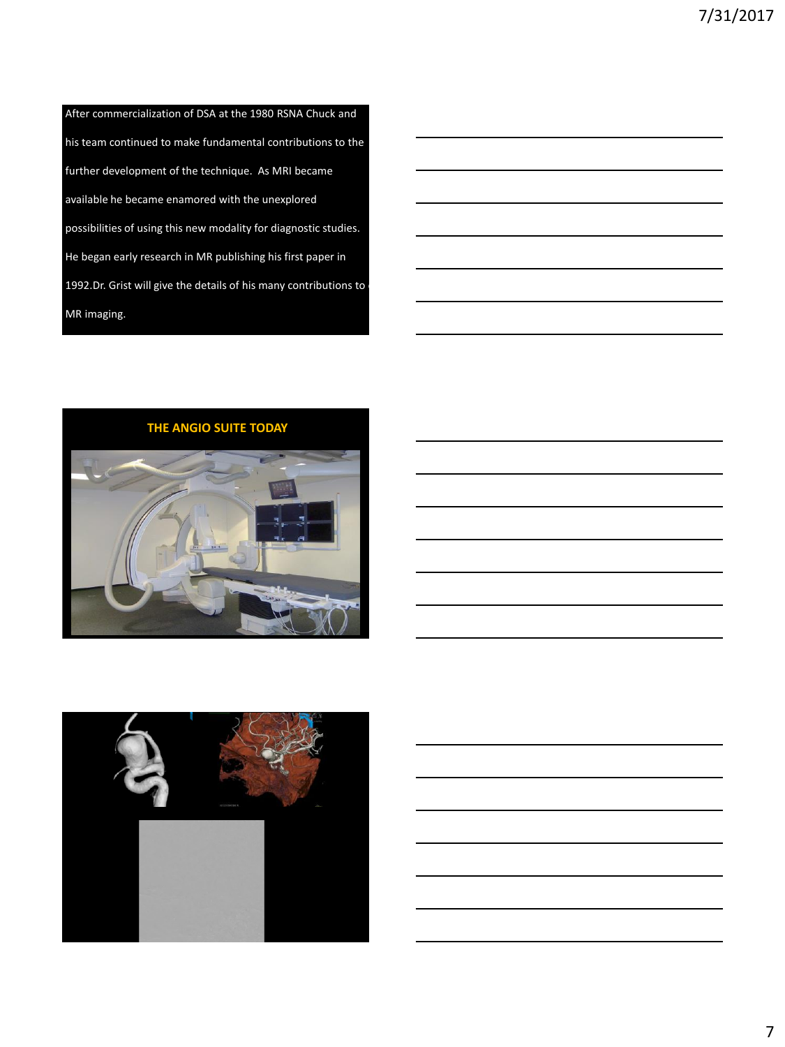After commercialization of DSA at the 1980 RSNA Chuck and his team continued to make fundamental contributions to the further development of the technique. As MRI became available he became enamored with the unexplored possibilities of using this new modality for diagnostic studies. He began early research in MR publishing his first paper in 1992.Dr. Grist will give the details of his many contributions to MR imaging.

## THE ANGIO SUITE TODAY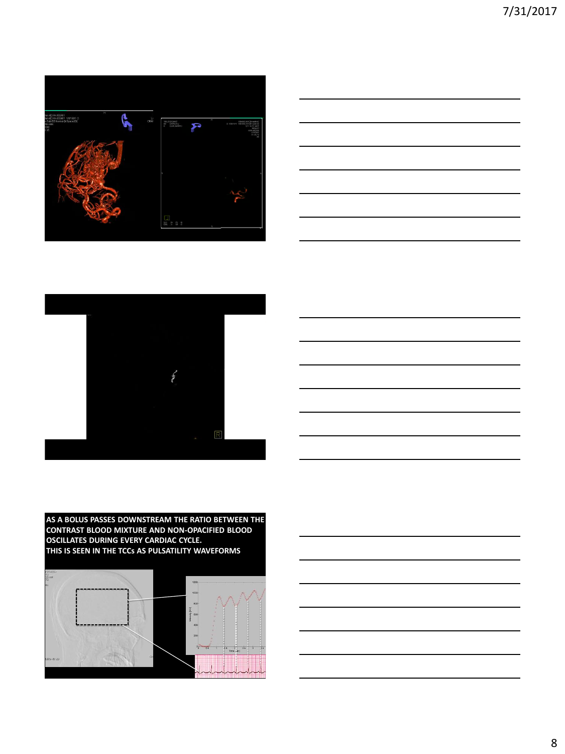AS A BOLUS PASSES DOWNSTREAM THE RATIO BETWEEN THE CONTRAST BLOOD MIXTURE AND NON-OPACIFIED BLOOD OSCILLATES DURING EVERY CARDIAC CYCLE.
THIS IS SEEN IN THE TCCs AS PULSATILITY WAVEFORMS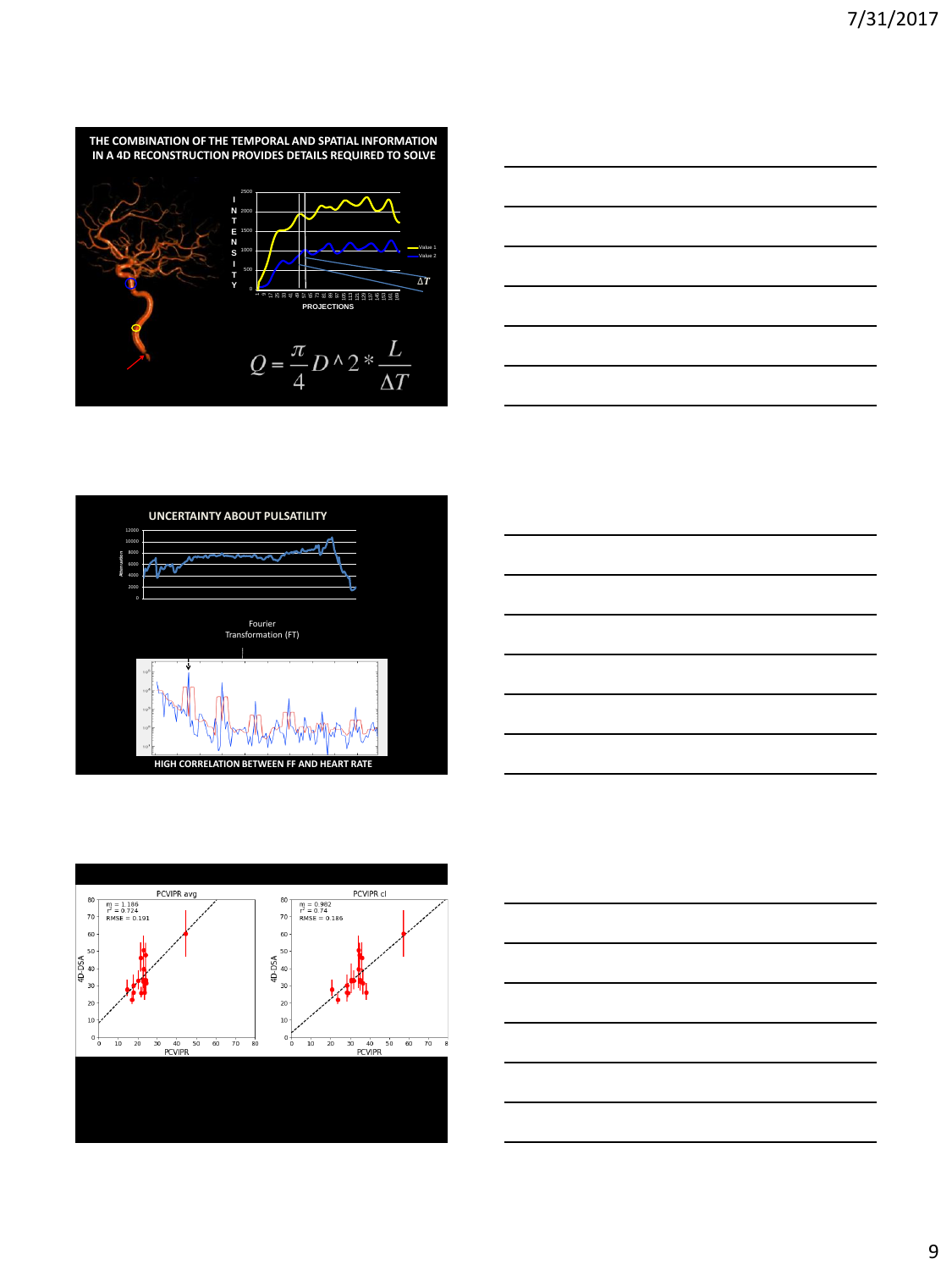## THE COMBINATION OF THE TEMPORAL AND SPATIAL INFORMATION IN A 4D RECONSTRUCTION PROVIDES DETAILS REQUIRED TO SOLVE

$$Q = \frac{\pi}{4} D^2 * \frac{L}{\Delta T}$$

## UNCERTAINTY ABOUT PULSATILITY

Fourier Transformation (FT)

HIGH CORRELATION BETWEEN FF AND HEART RATE

| PCVIPR avg | PCVIPR cl |
| --- | --- |
| m = 1.186 | m = 0.982 |
| $r^2$ = 0.724 | $r^2$ = 0.74 |
| RMSE = 0.191 | RMSE = 0.186 |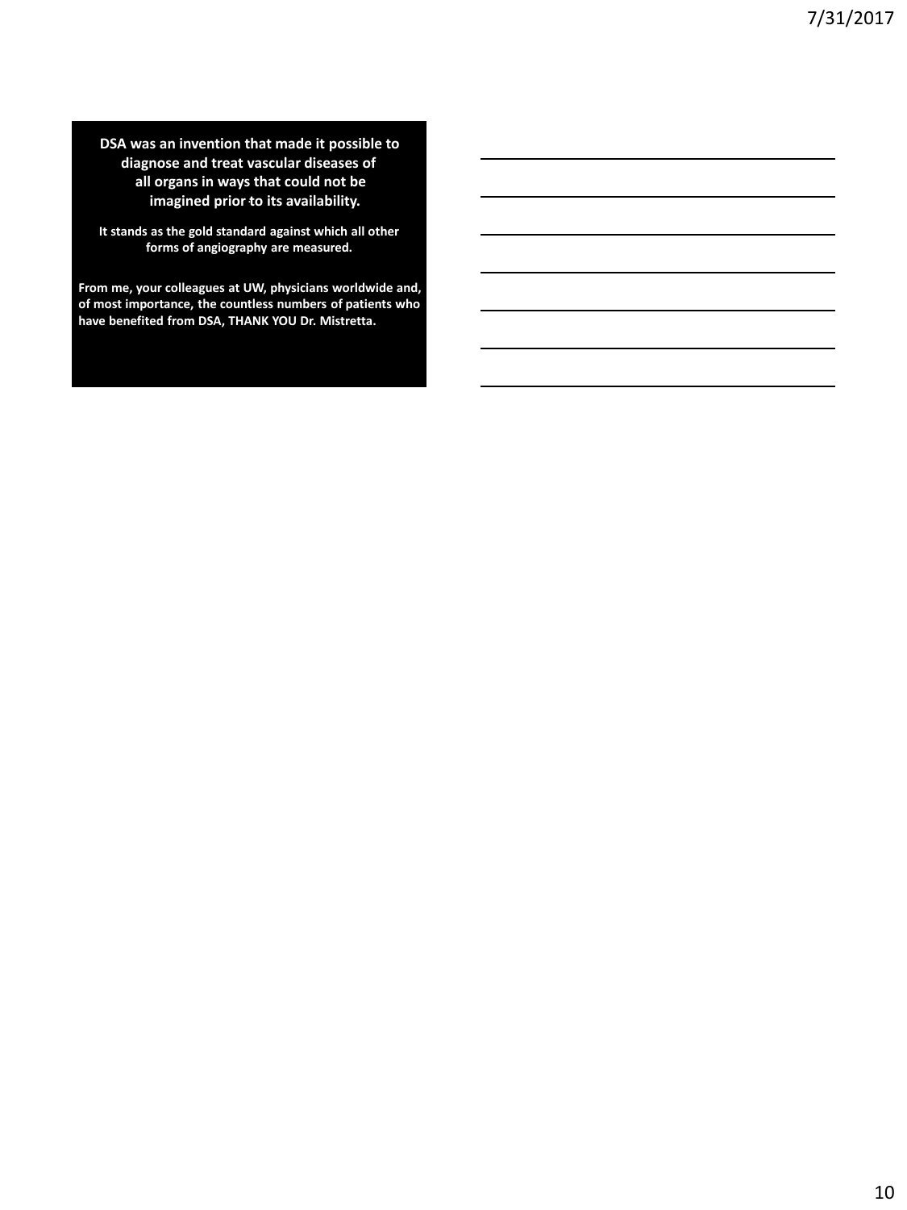**DSA was an invention that made it possible to diagnose and treat vascular diseases of all organs in ways that could not be imagined prior to its availability.**

**It stands as the gold standard against which all other forms of angiography are measured.**

**From me, your colleagues at UW, physicians worldwide and, of most importance, the countless numbers of patients who have benefited from DSA, THANK YOU Dr. Mistretta.**